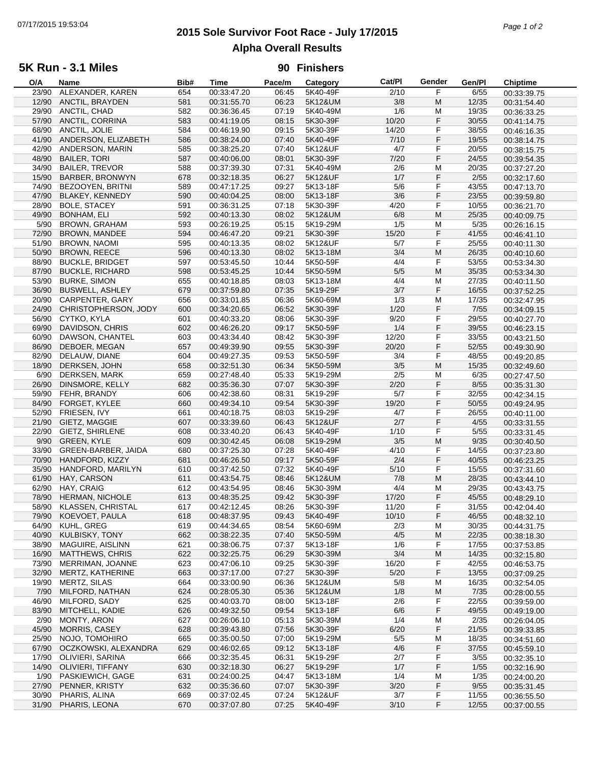# 2015 Sole Survivor Foot Race - July 17/2015

## Alpha Overall Results

### 5K Run - 3.1 Miles

**90 Finishers**

| O/A | Name | Bib# | Time | Pace/m | Category | Cat/Pl | Gender | Gen/Pl | Chiptime |
|---|---|---|---|---|---|---|---|---|---|
| 23/90 | ALEXANDER, KAREN | 654 | 00:33:47.20 | 06:45 | 5K40-49F | 2/10 | F | 6/55 | 00:33:39.75 |
| 12/90 | ANCTIL, BRAYDEN | 581 | 00:31:55.70 | 06:23 | 5K12&UM | 3/8 | M | 12/35 | 00:31:54.40 |
| 29/90 | ANCTIL, CHAD | 582 | 00:36:36.45 | 07:19 | 5K40-49M | 1/6 | M | 19/35 | 00:36:33.25 |
| 57/90 | ANCTIL, CORRINA | 583 | 00:41:19.05 | 08:15 | 5K30-39F | 10/20 | F | 30/55 | 00:41:14.75 |
| 68/90 | ANCTIL, JOLIE | 584 | 00:46:19.90 | 09:15 | 5K30-39F | 14/20 | F | 38/55 | 00:46:16.35 |
| 41/90 | ANDERSON, ELIZABETH | 586 | 00:38:24.00 | 07:40 | 5K40-49F | 7/10 | F | 19/55 | 00:38:14.75 |
| 42/90 | ANDERSON, MARIN | 585 | 00:38:25.20 | 07:40 | 5K12&UF | 4/7 | F | 20/55 | 00:38:15.75 |
| 48/90 | BAILER, TORI | 587 | 00:40:06.00 | 08:01 | 5K30-39F | 7/20 | F | 24/55 | 00:39:54.35 |
| 34/90 | BAILER, TREVOR | 588 | 00:37:39.30 | 07:31 | 5K40-49M | 2/6 | M | 20/35 | 00:37:27.20 |
| 15/90 | BARBER, BRONWYN | 678 | 00:32:18.35 | 06:27 | 5K12&UF | 1/7 | F | 2/55 | 00:32:17.60 |
| 74/90 | BEZOOYEN, BRITNI | 589 | 00:47:17.25 | 09:27 | 5K13-18F | 5/6 | F | 43/55 | 00:47:13.70 |
| 47/90 | BLAKEY, KENNEDY | 590 | 00:40:04.25 | 08:00 | 5K13-18F | 3/6 | F | 23/55 | 00:39:59.80 |
| 28/90 | BOLE, STACEY | 591 | 00:36:31.25 | 07:18 | 5K30-39F | 4/20 | F | 10/55 | 00:36:21.70 |
| 49/90 | BONHAM, ELI | 592 | 00:40:13.30 | 08:02 | 5K12&UM | 6/8 | M | 25/35 | 00:40:09.75 |
| 5/90 | BROWN, GRAHAM | 593 | 00:26:19.25 | 05:15 | 5K19-29M | 1/5 | M | 5/35 | 00:26:16.15 |
| 72/90 | BROWN, MANDEE | 594 | 00:46:47.20 | 09:21 | 5K30-39F | 15/20 | F | 41/55 | 00:46:41.10 |
| 51/90 | BROWN, NAOMI | 595 | 00:40:13.35 | 08:02 | 5K12&UF | 5/7 | F | 25/55 | 00:40:11.30 |
| 50/90 | BROWN, REECE | 596 | 00:40:13.30 | 08:02 | 5K13-18M | 3/4 | M | 26/35 | 00:40:10.60 |
| 88/90 | BUCKLE, BRIDGET | 597 | 00:53:45.50 | 10:44 | 5K50-59F | 4/4 | F | 53/55 | 00:53:34.30 |
| 87/90 | BUCKLE, RICHARD | 598 | 00:53:45.25 | 10:44 | 5K50-59M | 5/5 | M | 35/35 | 00:53:34.30 |
| 53/90 | BURKE, SIMON | 655 | 00:40:18.85 | 08:03 | 5K13-18M | 4/4 | M | 27/35 | 00:40:11.50 |
| 36/90 | BUSWELL, ASHLEY | 679 | 00:37:59.80 | 07:35 | 5K19-29F | 3/7 | F | 16/55 | 00:37:52.25 |
| 20/90 | CARPENTER, GARY | 656 | 00:33:01.85 | 06:36 | 5K60-69M | 1/3 | M | 17/35 | 00:32:47.95 |
| 24/90 | CHRISTOPHERSON, JODY | 600 | 00:34:20.65 | 06:52 | 5K30-39F | 1/20 | F | 7/55 | 00:34:09.15 |
| 56/90 | CYTKO, KYLA | 601 | 00:40:33.20 | 08:06 | 5K30-39F | 9/20 | F | 29/55 | 00:40:27.70 |
| 69/90 | DAVIDSON, CHRIS | 602 | 00:46:26.20 | 09:17 | 5K50-59F | 1/4 | F | 39/55 | 00:46:23.15 |
| 60/90 | DAWSON, CHANTEL | 603 | 00:43:34.40 | 08:42 | 5K30-39F | 12/20 | F | 33/55 | 00:43:21.50 |
| 86/90 | DEBOER, MEGAN | 657 | 00:49:39.90 | 09:55 | 5K30-39F | 20/20 | F | 52/55 | 00:49:30.90 |
| 82/90 | DELAUW, DIANE | 604 | 00:49:27.35 | 09:53 | 5K50-59F | 3/4 | F | 48/55 | 00:49:20.85 |
| 18/90 | DERKSEN, JOHN | 658 | 00:32:51.30 | 06:34 | 5K50-59M | 3/5 | M | 15/35 | 00:32:49.60 |
| 6/90 | DERKSEN, MARK | 659 | 00:27:48.40 | 05:33 | 5K19-29M | 2/5 | M | 6/35 | 00:27:47.50 |
| 26/90 | DINSMORE, KELLY | 682 | 00:35:36.30 | 07:07 | 5K30-39F | 2/20 | F | 8/55 | 00:35:31.30 |
| 59/90 | FEHR, BRANDY | 606 | 00:42:38.60 | 08:31 | 5K19-29F | 5/7 | F | 32/55 | 00:42:34.15 |
| 84/90 | FORGET, KYLEE | 660 | 00:49:34.10 | 09:54 | 5K30-39F | 19/20 | F | 50/55 | 00:49:24.95 |
| 52/90 | FRIESEN, IVY | 661 | 00:40:18.75 | 08:03 | 5K19-29F | 4/7 | F | 26/55 | 00:40:11.00 |
| 21/90 | GIETZ, MAGGIE | 607 | 00:33:39.60 | 06:43 | 5K12&UF | 2/7 | F | 4/55 | 00:33:31.55 |
| 22/90 | GIETZ, SHIRLENE | 608 | 00:33:40.20 | 06:43 | 5K40-49F | 1/10 | F | 5/55 | 00:33:31.45 |
| 9/90 | GREEN, KYLE | 609 | 00:30:42.45 | 06:08 | 5K19-29M | 3/5 | M | 9/35 | 00:30:40.50 |
| 33/90 | GREEN-BARBER, JAIDA | 680 | 00:37:25.30 | 07:28 | 5K40-49F | 4/10 | F | 14/55 | 00:37:23.80 |
| 70/90 | HANDFORD, KIZZY | 681 | 00:46:26.50 | 09:17 | 5K50-59F | 2/4 | F | 40/55 | 00:46:23.25 |
| 35/90 | HANDFORD, MARILYN | 610 | 00:37:42.50 | 07:32 | 5K40-49F | 5/10 | F | 15/55 | 00:37:31.60 |
| 61/90 | HAY, CARSON | 611 | 00:43:54.75 | 08:46 | 5K12&UM | 7/8 | M | 28/35 | 00:43:44.10 |
| 62/90 | HAY, CRAIG | 612 | 00:43:54.95 | 08:46 | 5K30-39M | 4/4 | M | 29/35 | 00:43:43.75 |
| 78/90 | HERMAN, NICHOLE | 613 | 00:48:35.25 | 09:42 | 5K30-39F | 17/20 | F | 45/55 | 00:48:29.10 |
| 58/90 | KLASSEN, CHRISTAL | 617 | 00:42:12.45 | 08:26 | 5K30-39F | 11/20 | F | 31/55 | 00:42:04.40 |
| 79/90 | KOEVOET, PAULA | 618 | 00:48:37.95 | 09:43 | 5K40-49F | 10/10 | F | 46/55 | 00:48:32.10 |
| 64/90 | KUHL, GREG | 619 | 00:44:34.65 | 08:54 | 5K60-69M | 2/3 | M | 30/35 | 00:44:31.75 |
| 40/90 | KULBISKY, TONY | 662 | 00:38:22.35 | 07:40 | 5K50-59M | 4/5 | M | 22/35 | 00:38:18.30 |
| 38/90 | MAGUIRE, AISLINN | 621 | 00:38:06.75 | 07:37 | 5K13-18F | 1/6 | F | 17/55 | 00:37:53.85 |
| 16/90 | MATTHEWS, CHRIS | 622 | 00:32:25.75 | 06:29 | 5K30-39M | 3/4 | M | 14/35 | 00:32:15.80 |
| 73/90 | MERRIMAN, JOANNE | 623 | 00:47:06.10 | 09:25 | 5K30-39F | 16/20 | F | 42/55 | 00:46:53.75 |
| 32/90 | MERTZ, KATHERINE | 663 | 00:37:17.00 | 07:27 | 5K30-39F | 5/20 | F | 13/55 | 00:37:09.25 |
| 19/90 | MERTZ, SILAS | 664 | 00:33:00.90 | 06:36 | 5K12&UM | 5/8 | M | 16/35 | 00:32:54.05 |
| 7/90 | MILFORD, NATHAN | 624 | 00:28:05.30 | 05:36 | 5K12&UM | 1/8 | M | 7/35 | 00:28:00.55 |
| 46/90 | MILFORD, SADY | 625 | 00:40:03.70 | 08:00 | 5K13-18F | 2/6 | F | 22/55 | 00:39:59.00 |
| 83/90 | MITCHELL, KADIE | 626 | 00:49:32.50 | 09:54 | 5K13-18F | 6/6 | F | 49/55 | 00:49:19.00 |
| 2/90 | MONTY, ARON | 627 | 00:26:06.10 | 05:13 | 5K30-39M | 1/4 | M | 2/35 | 00:26:04.05 |
| 45/90 | MORRIS, CASEY | 628 | 00:39:43.80 | 07:56 | 5K30-39F | 6/20 | F | 21/55 | 00:39:33.85 |
| 25/90 | NOJO, TOMOHIRO | 665 | 00:35:00.50 | 07:00 | 5K19-29M | 5/5 | M | 18/35 | 00:34:51.60 |
| 67/90 | OCZKOWSKI, ALEXANDRA | 629 | 00:46:02.65 | 09:12 | 5K13-18F | 4/6 | F | 37/55 | 00:45:59.10 |
| 17/90 | OLIVIERI, SARINA | 666 | 00:32:35.45 | 06:31 | 5K19-29F | 2/7 | F | 3/55 | 00:32:35.10 |
| 14/90 | OLIVIERI, TIFFANY | 630 | 00:32:18.30 | 06:27 | 5K19-29F | 1/7 | F | 1/55 | 00:32:16.90 |
| 1/90 | PASKIEWICH, GAGE | 631 | 00:24:00.25 | 04:47 | 5K13-18M | 1/4 | M | 1/35 | 00:24:00.20 |
| 27/90 | PENNER, KRISTY | 632 | 00:35:36.60 | 07:07 | 5K30-39F | 3/20 | F | 9/55 | 00:35:31.45 |
| 30/90 | PHARIS, ALINA | 669 | 00:37:02.45 | 07:24 | 5K12&UF | 3/7 | F | 11/55 | 00:36:55.50 |
| 31/90 | PHARIS, LEONA | 670 | 00:37:07.80 | 07:25 | 5K40-49F | 3/10 | F | 12/55 | 00:37:00.55 |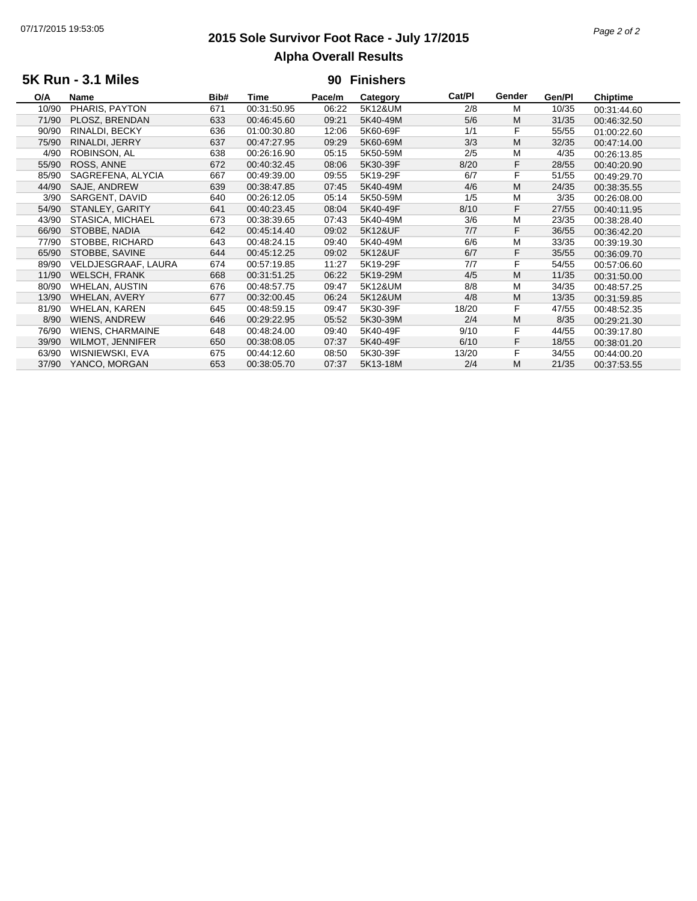# 2015 Sole Survivor Foot Race - July 17/2015

## Alpha Overall Results

### 5K Run - 3.1 Miles

**90 Finishers**

| O/A | Name | Bib# | Time | Pace/m | Category | Cat/Pl | Gender | Gen/Pl | Chiptime |
|---|---|---|---|---|---|---|---|---|---|
| 10/90 | PHARIS, PAYTON | 671 | 00:31:50.95 | 06:22 | 5K12&UM | 2/8 | M | 10/35 | 00:31:44.60 |
| 71/90 | PLOSZ, BRENDAN | 633 | 00:46:45.60 | 09:21 | 5K40-49M | 5/6 | M | 31/35 | 00:46:32.50 |
| 90/90 | RINALDI, BECKY | 636 | 01:00:30.80 | 12:06 | 5K60-69F | 1/1 | F | 55/55 | 01:00:22.60 |
| 75/90 | RINALDI, JERRY | 637 | 00:47:27.95 | 09:29 | 5K60-69M | 3/3 | M | 32/35 | 00:47:14.00 |
| 4/90 | ROBINSON, AL | 638 | 00:26:16.90 | 05:15 | 5K50-59M | 2/5 | M | 4/35 | 00:26:13.85 |
| 55/90 | ROSS, ANNE | 672 | 00:40:32.45 | 08:06 | 5K30-39F | 8/20 | F | 28/55 | 00:40:20.90 |
| 85/90 | SAGREFENA, ALYCIA | 667 | 00:49:39.00 | 09:55 | 5K19-29F | 6/7 | F | 51/55 | 00:49:29.70 |
| 44/90 | SAJE, ANDREW | 639 | 00:38:47.85 | 07:45 | 5K40-49M | 4/6 | M | 24/35 | 00:38:35.55 |
| 3/90 | SARGENT, DAVID | 640 | 00:26:12.05 | 05:14 | 5K50-59M | 1/5 | M | 3/35 | 00:26:08.00 |
| 54/90 | STANLEY, GARITY | 641 | 00:40:23.45 | 08:04 | 5K40-49F | 8/10 | F | 27/55 | 00:40:11.95 |
| 43/90 | STASICA, MICHAEL | 673 | 00:38:39.65 | 07:43 | 5K40-49M | 3/6 | M | 23/35 | 00:38:28.40 |
| 66/90 | STOBBE, NADIA | 642 | 00:45:14.40 | 09:02 | 5K12&UF | 7/7 | F | 36/55 | 00:36:42.20 |
| 77/90 | STOBBE, RICHARD | 643 | 00:48:24.15 | 09:40 | 5K40-49M | 6/6 | M | 33/35 | 00:39:19.30 |
| 65/90 | STOBBE, SAVINE | 644 | 00:45:12.25 | 09:02 | 5K12&UF | 6/7 | F | 35/55 | 00:36:09.70 |
| 89/90 | VELDJESGRAAF, LAURA | 674 | 00:57:19.85 | 11:27 | 5K19-29F | 7/7 | F | 54/55 | 00:57:06.60 |
| 11/90 | WELSCH, FRANK | 668 | 00:31:51.25 | 06:22 | 5K19-29M | 4/5 | M | 11/35 | 00:31:50.00 |
| 80/90 | WHELAN, AUSTIN | 676 | 00:48:57.75 | 09:47 | 5K12&UM | 8/8 | M | 34/35 | 00:48:57.25 |
| 13/90 | WHELAN, AVERY | 677 | 00:32:00.45 | 06:24 | 5K12&UM | 4/8 | M | 13/35 | 00:31:59.85 |
| 81/90 | WHELAN, KAREN | 645 | 00:48:59.15 | 09:47 | 5K30-39F | 18/20 | F | 47/55 | 00:48:52.35 |
| 8/90 | WIENS, ANDREW | 646 | 00:29:22.95 | 05:52 | 5K30-39M | 2/4 | M | 8/35 | 00:29:21.30 |
| 76/90 | WIENS, CHARMAINE | 648 | 00:48:24.00 | 09:40 | 5K40-49F | 9/10 | F | 44/55 | 00:39:17.80 |
| 39/90 | WILMOT, JENNIFER | 650 | 00:38:08.05 | 07:37 | 5K40-49F | 6/10 | F | 18/55 | 00:38:01.20 |
| 63/90 | WISNIEWSKI, EVA | 675 | 00:44:12.60 | 08:50 | 5K30-39F | 13/20 | F | 34/55 | 00:44:00.20 |
| 37/90 | YANCO, MORGAN | 653 | 00:38:05.70 | 07:37 | 5K13-18M | 2/4 | M | 21/35 | 00:37:53.55 |